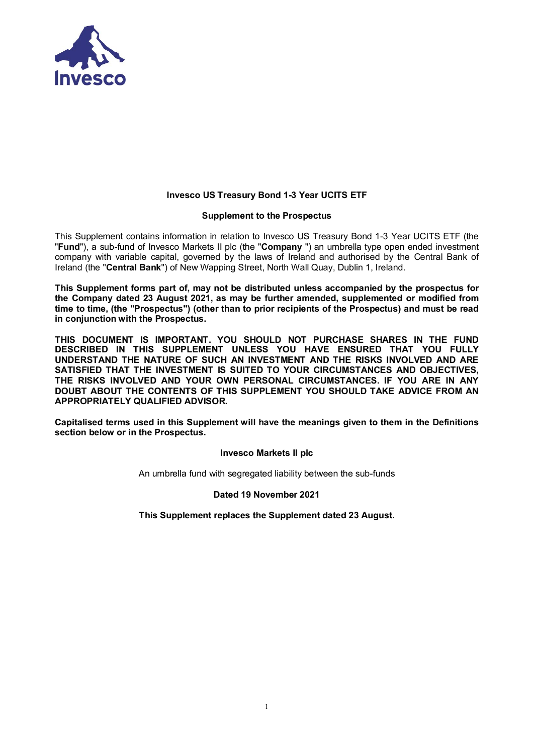**Invesco US Treasury Bond 1-3 Year UCITS ETF**

**Supplement to the Prospectus**

This Supplement contains information in relation to Invesco US Treasury Bond 1-3 Year UCITS ETF (the "**Fund**"), a sub-fund of Invesco Markets II plc (the "**Company** ") an umbrella type open ended investment company with variable capital, governed by the laws of Ireland and authorised by the Central Bank of Ireland (the "**Central Bank**") of New Wapping Street, North Wall Quay, Dublin 1, Ireland.

**This Supplement forms part of, may not be distributed unless accompanied by the prospectus for the Company dated 23 August 2021, as may be further amended, supplemented or modified from time to time, (the "Prospectus") (other than to prior recipients of the Prospectus) and must be read in conjunction with the Prospectus.**

**THIS DOCUMENT IS IMPORTANT. YOU SHOULD NOT PURCHASE SHARES IN THE FUND DESCRIBED IN THIS SUPPLEMENT UNLESS YOU HAVE ENSURED THAT YOU FULLY UNDERSTAND THE NATURE OF SUCH AN INVESTMENT AND THE RISKS INVOLVED AND ARE SATISFIED THAT THE INVESTMENT IS SUITED TO YOUR CIRCUMSTANCES AND OBJECTIVES, THE RISKS INVOLVED AND YOUR OWN PERSONAL CIRCUMSTANCES. IF YOU ARE IN ANY DOUBT ABOUT THE CONTENTS OF THIS SUPPLEMENT YOU SHOULD TAKE ADVICE FROM AN APPROPRIATELY QUALIFIED ADVISOR.**

**Capitalised terms used in this Supplement will have the meanings given to them in the Definitions section below or in the Prospectus.**

**Invesco Markets II plc**

An umbrella fund with segregated liability between the sub-funds

**Dated 19 November 2021**

**This Supplement replaces the Supplement dated 23 August.**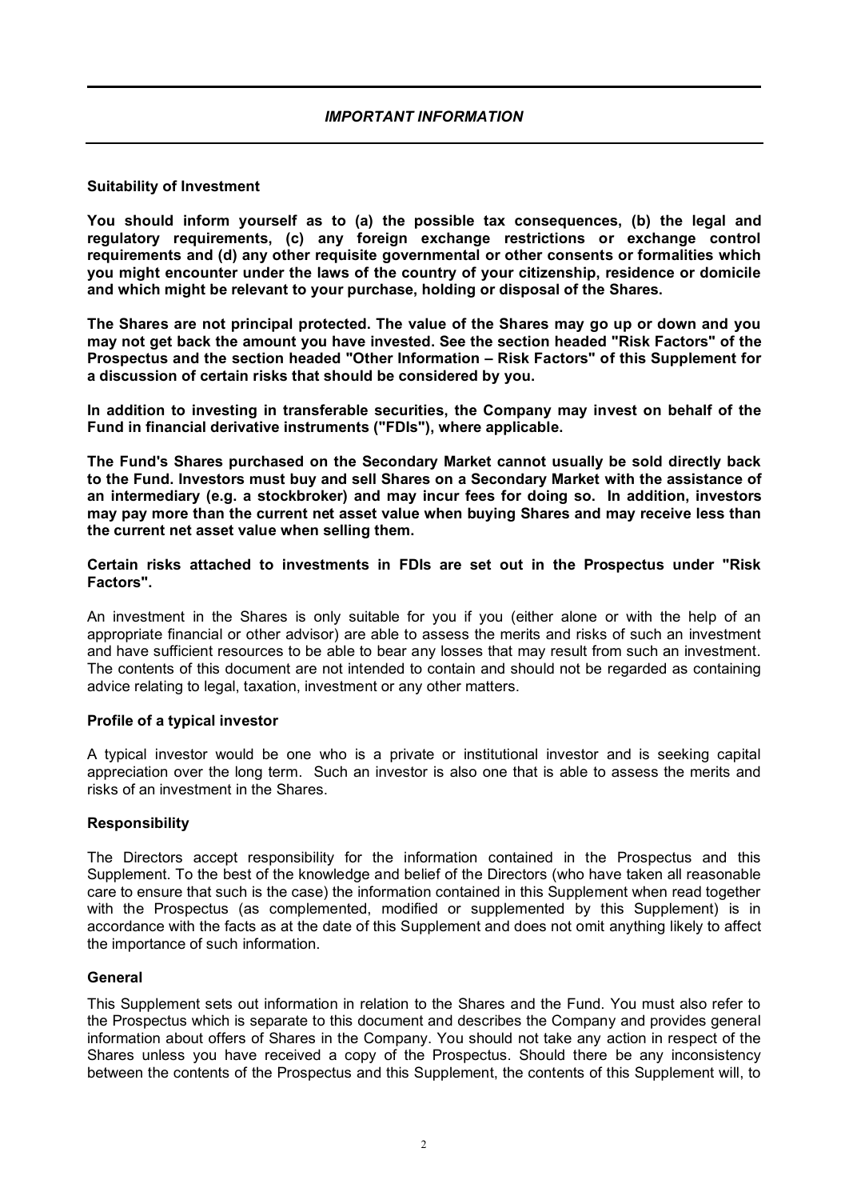# *IMPORTANT INFORMATION*

**Suitability of Investment**

**You should inform yourself as to (a) the possible tax consequences, (b) the legal and regulatory requirements, (c) any foreign exchange restrictions or exchange control requirements and (d) any other requisite governmental or other consents or formalities which you might encounter under the laws of the country of your citizenship, residence or domicile and which might be relevant to your purchase, holding or disposal of the Shares.**

**The Shares are not principal protected. The value of the Shares may go up or down and you may not get back the amount you have invested. See the section headed "Risk Factors" of the Prospectus and the section headed "Other Information – Risk Factors" of this Supplement for a discussion of certain risks that should be considered by you.**

**In addition to investing in transferable securities, the Company may invest on behalf of the Fund in financial derivative instruments ("FDIs"), where applicable.**

**The Fund's Shares purchased on the Secondary Market cannot usually be sold directly back to the Fund. Investors must buy and sell Shares on a Secondary Market with the assistance of an intermediary (e.g. a stockbroker) and may incur fees for doing so. In addition, investors may pay more than the current net asset value when buying Shares and may receive less than the current net asset value when selling them.**

**Certain risks attached to investments in FDIs are set out in the Prospectus under "Risk Factors".**

An investment in the Shares is only suitable for you if you (either alone or with the help of an appropriate financial or other advisor) are able to assess the merits and risks of such an investment and have sufficient resources to be able to bear any losses that may result from such an investment. The contents of this document are not intended to contain and should not be regarded as containing advice relating to legal, taxation, investment or any other matters.

**Profile of a typical investor**

A typical investor would be one who is a private or institutional investor and is seeking capital appreciation over the long term. Such an investor is also one that is able to assess the merits and risks of an investment in the Shares.

**Responsibility**

The Directors accept responsibility for the information contained in the Prospectus and this Supplement. To the best of the knowledge and belief of the Directors (who have taken all reasonable care to ensure that such is the case) the information contained in this Supplement when read together with the Prospectus (as complemented, modified or supplemented by this Supplement) is in accordance with the facts as at the date of this Supplement and does not omit anything likely to affect the importance of such information.

**General**

This Supplement sets out information in relation to the Shares and the Fund. You must also refer to the Prospectus which is separate to this document and describes the Company and provides general information about offers of Shares in the Company. You should not take any action in respect of the Shares unless you have received a copy of the Prospectus. Should there be any inconsistency between the contents of the Prospectus and this Supplement, the contents of this Supplement will, to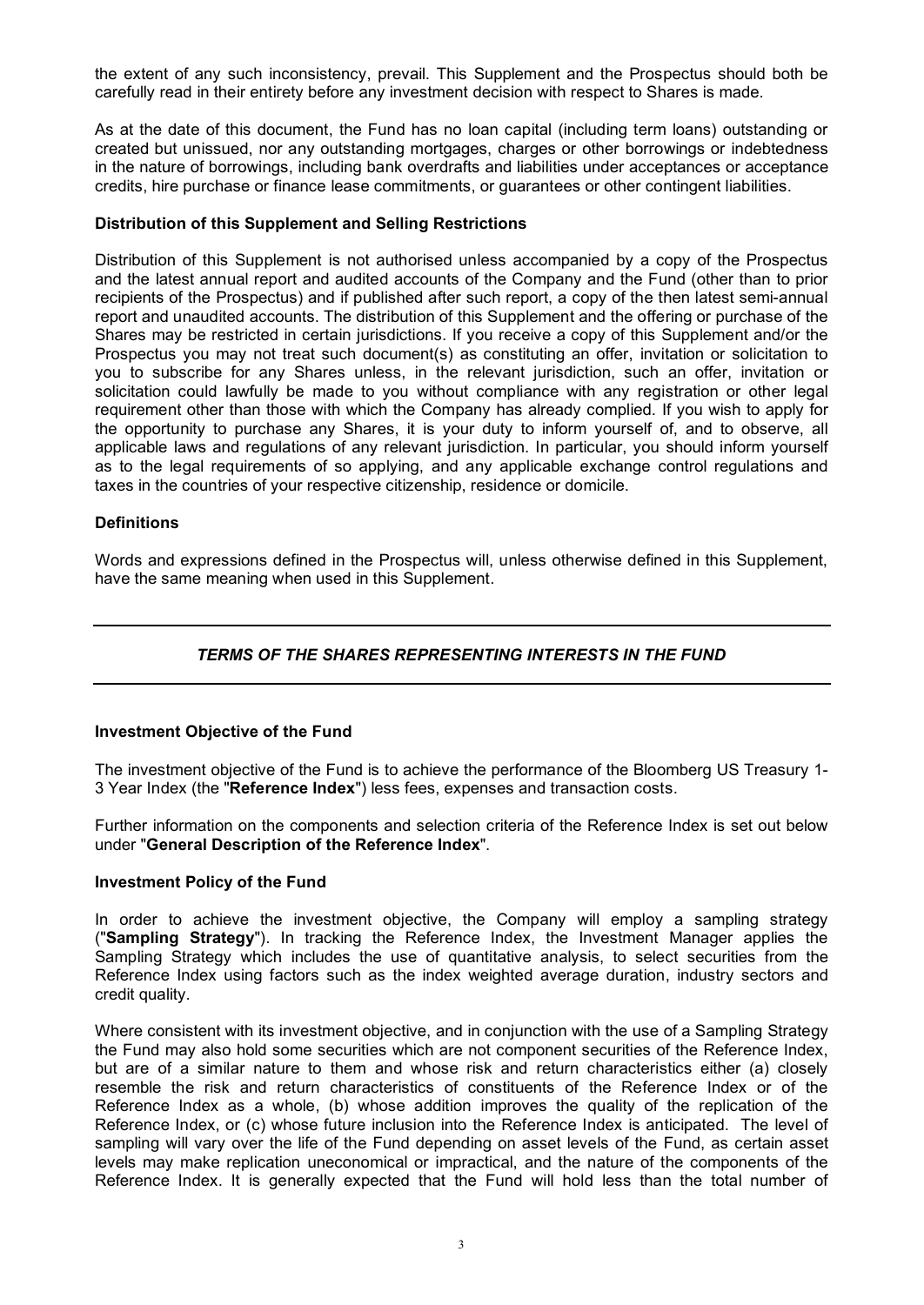the extent of any such inconsistency, prevail. This Supplement and the Prospectus should both be carefully read in their entirety before any investment decision with respect to Shares is made.

As at the date of this document, the Fund has no loan capital (including term loans) outstanding or created but unissued, nor any outstanding mortgages, charges or other borrowings or indebtedness in the nature of borrowings, including bank overdrafts and liabilities under acceptances or acceptance credits, hire purchase or finance lease commitments, or guarantees or other contingent liabilities.

**Distribution of this Supplement and Selling Restrictions**

Distribution of this Supplement is not authorised unless accompanied by a copy of the Prospectus and the latest annual report and audited accounts of the Company and the Fund (other than to prior recipients of the Prospectus) and if published after such report, a copy of the then latest semi-annual report and unaudited accounts. The distribution of this Supplement and the offering or purchase of the Shares may be restricted in certain jurisdictions. If you receive a copy of this Supplement and/or the Prospectus you may not treat such document(s) as constituting an offer, invitation or solicitation to you to subscribe for any Shares unless, in the relevant jurisdiction, such an offer, invitation or solicitation could lawfully be made to you without compliance with any registration or other legal requirement other than those with which the Company has already complied. If you wish to apply for the opportunity to purchase any Shares, it is your duty to inform yourself of, and to observe, all applicable laws and regulations of any relevant jurisdiction. In particular, you should inform yourself as to the legal requirements of so applying, and any applicable exchange control regulations and taxes in the countries of your respective citizenship, residence or domicile.

**Definitions**

Words and expressions defined in the Prospectus will, unless otherwise defined in this Supplement, have the same meaning when used in this Supplement.

---

## *TERMS OF THE SHARES REPRESENTING INTERESTS IN THE FUND*

---

**Investment Objective of the Fund**

The investment objective of the Fund is to achieve the performance of the Bloomberg US Treasury 1-3 Year Index (the "**Reference Index**") less fees, expenses and transaction costs.

Further information on the components and selection criteria of the Reference Index is set out below under "**General Description of the Reference Index**".

**Investment Policy of the Fund**

In order to achieve the investment objective, the Company will employ a sampling strategy ("**Sampling Strategy**"). In tracking the Reference Index, the Investment Manager applies the Sampling Strategy which includes the use of quantitative analysis, to select securities from the Reference Index using factors such as the index weighted average duration, industry sectors and credit quality.

Where consistent with its investment objective, and in conjunction with the use of a Sampling Strategy the Fund may also hold some securities which are not component securities of the Reference Index, but are of a similar nature to them and whose risk and return characteristics either (a) closely resemble the risk and return characteristics of constituents of the Reference Index or of the Reference Index as a whole, (b) whose addition improves the quality of the replication of the Reference Index, or (c) whose future inclusion into the Reference Index is anticipated. The level of sampling will vary over the life of the Fund depending on asset levels of the Fund, as certain asset levels may make replication uneconomical or impractical, and the nature of the components of the Reference Index. It is generally expected that the Fund will hold less than the total number of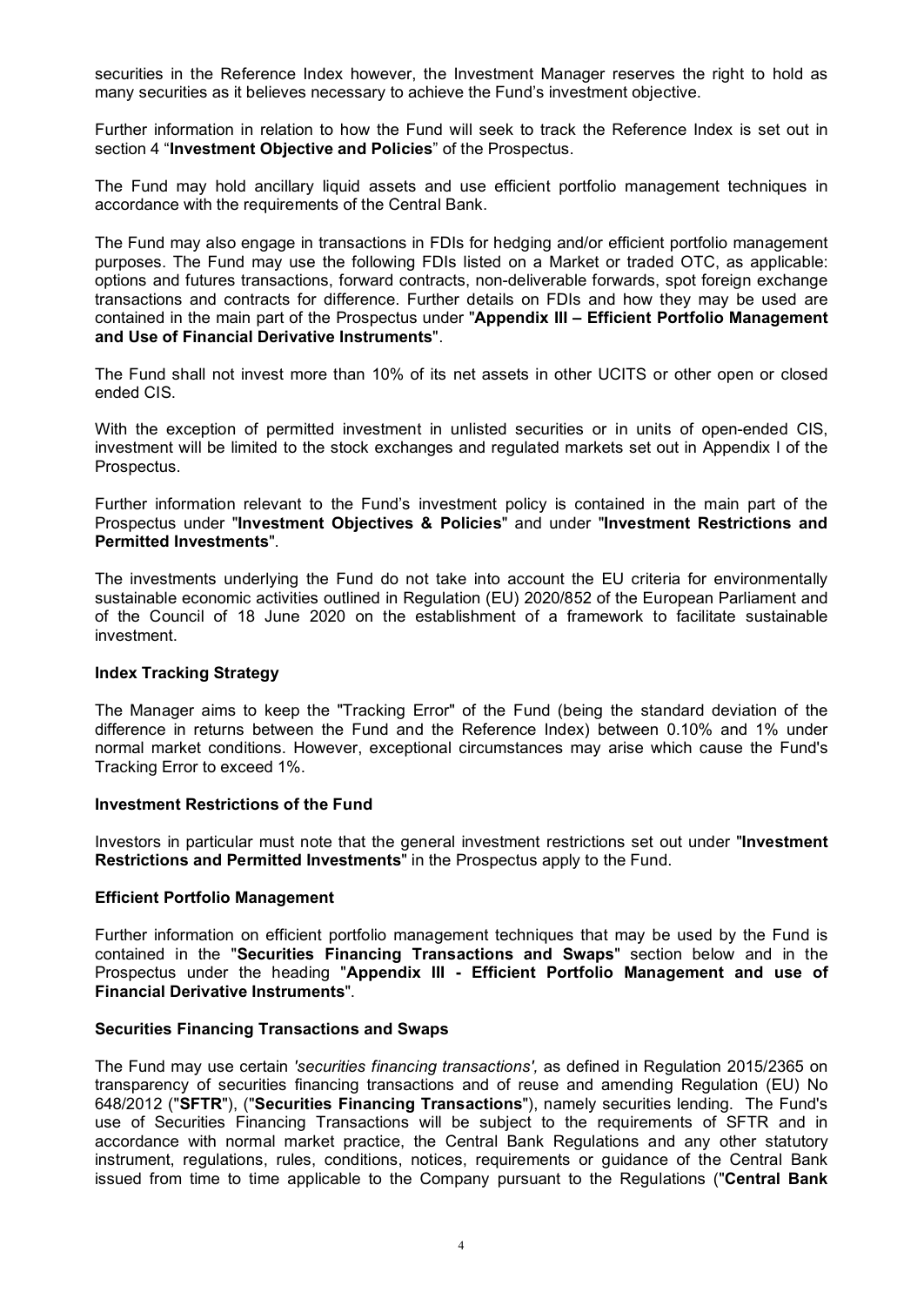securities in the Reference Index however, the Investment Manager reserves the right to hold as many securities as it believes necessary to achieve the Fund's investment objective.

Further information in relation to how the Fund will seek to track the Reference Index is set out in section 4 "**Investment Objective and Policies**" of the Prospectus.

The Fund may hold ancillary liquid assets and use efficient portfolio management techniques in accordance with the requirements of the Central Bank.

The Fund may also engage in transactions in FDIs for hedging and/or efficient portfolio management purposes. The Fund may use the following FDIs listed on a Market or traded OTC, as applicable: options and futures transactions, forward contracts, non-deliverable forwards, spot foreign exchange transactions and contracts for difference. Further details on FDIs and how they may be used are contained in the main part of the Prospectus under "**Appendix III – Efficient Portfolio Management and Use of Financial Derivative Instruments**".

The Fund shall not invest more than 10% of its net assets in other UCITS or other open or closed ended CIS.

With the exception of permitted investment in unlisted securities or in units of open-ended CIS, investment will be limited to the stock exchanges and regulated markets set out in Appendix I of the Prospectus.

Further information relevant to the Fund's investment policy is contained in the main part of the Prospectus under "**Investment Objectives & Policies**" and under "**Investment Restrictions and Permitted Investments**".

The investments underlying the Fund do not take into account the EU criteria for environmentally sustainable economic activities outlined in Regulation (EU) 2020/852 of the European Parliament and of the Council of 18 June 2020 on the establishment of a framework to facilitate sustainable investment.

**Index Tracking Strategy**

The Manager aims to keep the "Tracking Error" of the Fund (being the standard deviation of the difference in returns between the Fund and the Reference Index) between 0.10% and 1% under normal market conditions. However, exceptional circumstances may arise which cause the Fund's Tracking Error to exceed 1%.

**Investment Restrictions of the Fund**

Investors in particular must note that the general investment restrictions set out under "**Investment Restrictions and Permitted Investments**" in the Prospectus apply to the Fund.

**Efficient Portfolio Management**

Further information on efficient portfolio management techniques that may be used by the Fund is contained in the "**Securities Financing Transactions and Swaps**" section below and in the Prospectus under the heading "**Appendix III - Efficient Portfolio Management and use of Financial Derivative Instruments**".

**Securities Financing Transactions and Swaps**

The Fund may use certain *'securities financing transactions',* as defined in Regulation 2015/2365 on transparency of securities financing transactions and of reuse and amending Regulation (EU) No 648/2012 ("**SFTR**"), ("**Securities Financing Transactions**"), namely securities lending. The Fund's use of Securities Financing Transactions will be subject to the requirements of SFTR and in accordance with normal market practice, the Central Bank Regulations and any other statutory instrument, regulations, rules, conditions, notices, requirements or guidance of the Central Bank issued from time to time applicable to the Company pursuant to the Regulations ("**Central Bank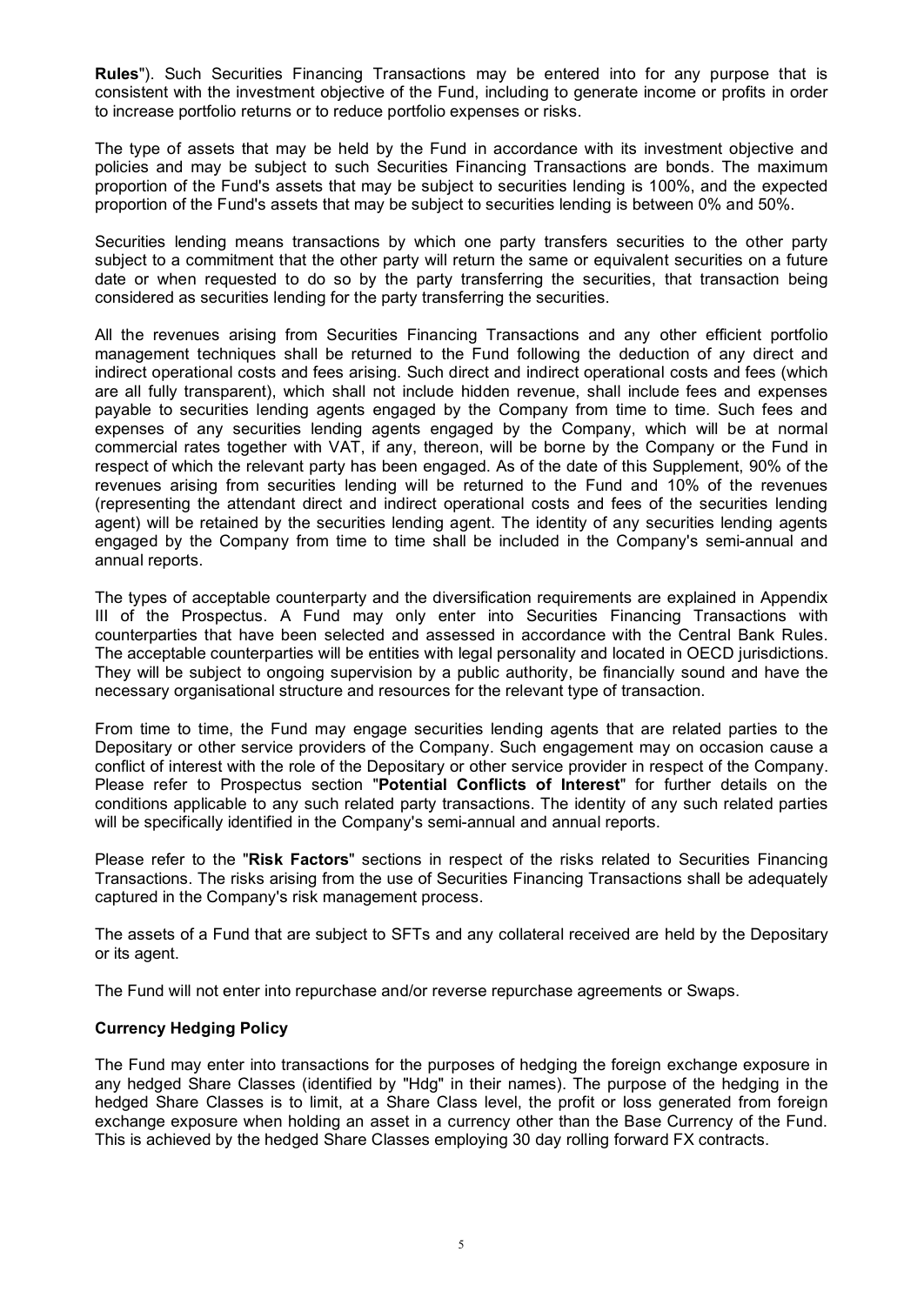**Rules**"). Such Securities Financing Transactions may be entered into for any purpose that is consistent with the investment objective of the Fund, including to generate income or profits in order to increase portfolio returns or to reduce portfolio expenses or risks.

The type of assets that may be held by the Fund in accordance with its investment objective and policies and may be subject to such Securities Financing Transactions are bonds. The maximum proportion of the Fund's assets that may be subject to securities lending is 100%, and the expected proportion of the Fund's assets that may be subject to securities lending is between 0% and 50%.

Securities lending means transactions by which one party transfers securities to the other party subject to a commitment that the other party will return the same or equivalent securities on a future date or when requested to do so by the party transferring the securities, that transaction being considered as securities lending for the party transferring the securities.

All the revenues arising from Securities Financing Transactions and any other efficient portfolio management techniques shall be returned to the Fund following the deduction of any direct and indirect operational costs and fees arising. Such direct and indirect operational costs and fees (which are all fully transparent), which shall not include hidden revenue, shall include fees and expenses payable to securities lending agents engaged by the Company from time to time. Such fees and expenses of any securities lending agents engaged by the Company, which will be at normal commercial rates together with VAT, if any, thereon, will be borne by the Company or the Fund in respect of which the relevant party has been engaged. As of the date of this Supplement, 90% of the revenues arising from securities lending will be returned to the Fund and 10% of the revenues (representing the attendant direct and indirect operational costs and fees of the securities lending agent) will be retained by the securities lending agent. The identity of any securities lending agents engaged by the Company from time to time shall be included in the Company's semi-annual and annual reports.

The types of acceptable counterparty and the diversification requirements are explained in Appendix III of the Prospectus. A Fund may only enter into Securities Financing Transactions with counterparties that have been selected and assessed in accordance with the Central Bank Rules. The acceptable counterparties will be entities with legal personality and located in OECD jurisdictions. They will be subject to ongoing supervision by a public authority, be financially sound and have the necessary organisational structure and resources for the relevant type of transaction.

From time to time, the Fund may engage securities lending agents that are related parties to the Depositary or other service providers of the Company. Such engagement may on occasion cause a conflict of interest with the role of the Depositary or other service provider in respect of the Company. Please refer to Prospectus section "**Potential Conflicts of Interest**" for further details on the conditions applicable to any such related party transactions. The identity of any such related parties will be specifically identified in the Company's semi-annual and annual reports.

Please refer to the "**Risk Factors**" sections in respect of the risks related to Securities Financing Transactions. The risks arising from the use of Securities Financing Transactions shall be adequately captured in the Company's risk management process.

The assets of a Fund that are subject to SFTs and any collateral received are held by the Depositary or its agent.

The Fund will not enter into repurchase and/or reverse repurchase agreements or Swaps.

**Currency Hedging Policy**

The Fund may enter into transactions for the purposes of hedging the foreign exchange exposure in any hedged Share Classes (identified by "Hdg" in their names). The purpose of the hedging in the hedged Share Classes is to limit, at a Share Class level, the profit or loss generated from foreign exchange exposure when holding an asset in a currency other than the Base Currency of the Fund. This is achieved by the hedged Share Classes employing 30 day rolling forward FX contracts.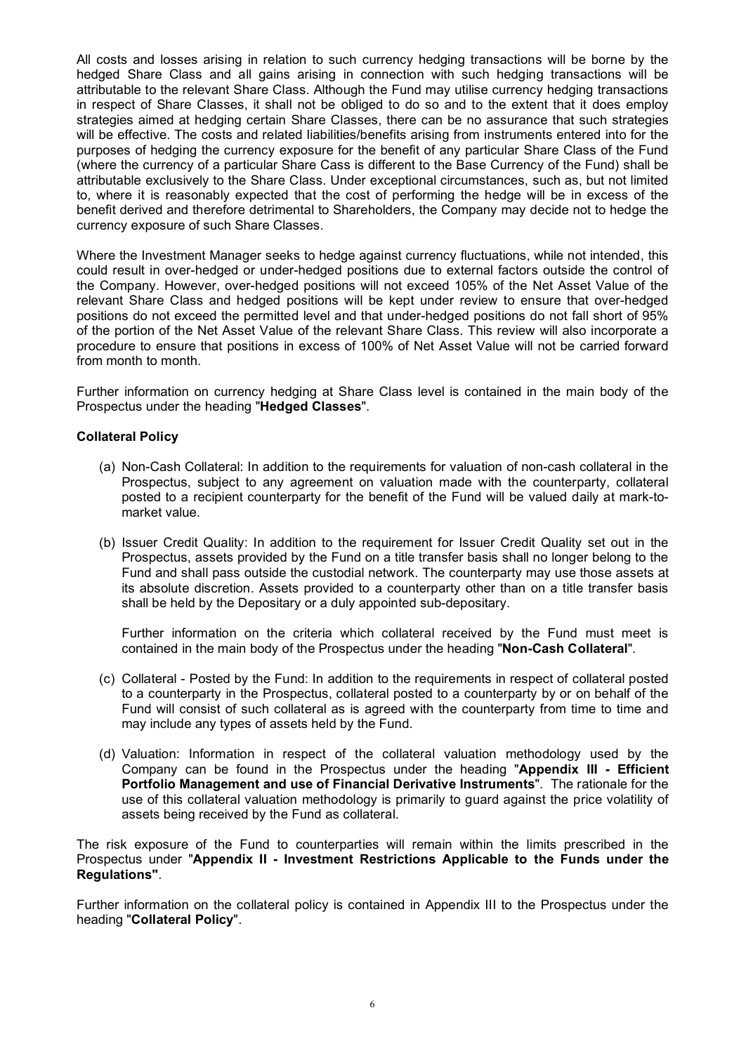All costs and losses arising in relation to such currency hedging transactions will be borne by the hedged Share Class and all gains arising in connection with such hedging transactions will be attributable to the relevant Share Class. Although the Fund may utilise currency hedging transactions in respect of Share Classes, it shall not be obliged to do so and to the extent that it does employ strategies aimed at hedging certain Share Classes, there can be no assurance that such strategies will be effective. The costs and related liabilities/benefits arising from instruments entered into for the purposes of hedging the currency exposure for the benefit of any particular Share Class of the Fund (where the currency of a particular Share Cass is different to the Base Currency of the Fund) shall be attributable exclusively to the Share Class. Under exceptional circumstances, such as, but not limited to, where it is reasonably expected that the cost of performing the hedge will be in excess of the benefit derived and therefore detrimental to Shareholders, the Company may decide not to hedge the currency exposure of such Share Classes.

Where the Investment Manager seeks to hedge against currency fluctuations, while not intended, this could result in over-hedged or under-hedged positions due to external factors outside the control of the Company. However, over-hedged positions will not exceed 105% of the Net Asset Value of the relevant Share Class and hedged positions will be kept under review to ensure that over-hedged positions do not exceed the permitted level and that under-hedged positions do not fall short of 95% of the portion of the Net Asset Value of the relevant Share Class. This review will also incorporate a procedure to ensure that positions in excess of 100% of Net Asset Value will not be carried forward from month to month.

Further information on currency hedging at Share Class level is contained in the main body of the Prospectus under the heading "**Hedged Classes**".

**Collateral Policy**

(a) Non-Cash Collateral: In addition to the requirements for valuation of non-cash collateral in the Prospectus, subject to any agreement on valuation made with the counterparty, collateral posted to a recipient counterparty for the benefit of the Fund will be valued daily at mark-to-market value.

(b) Issuer Credit Quality: In addition to the requirement for Issuer Credit Quality set out in the Prospectus, assets provided by the Fund on a title transfer basis shall no longer belong to the Fund and shall pass outside the custodial network. The counterparty may use those assets at its absolute discretion. Assets provided to a counterparty other than on a title transfer basis shall be held by the Depositary or a duly appointed sub-depositary.

    Further information on the criteria which collateral received by the Fund must meet is contained in the main body of the Prospectus under the heading "**Non-Cash Collateral**".

(c) Collateral - Posted by the Fund: In addition to the requirements in respect of collateral posted to a counterparty in the Prospectus, collateral posted to a counterparty by or on behalf of the Fund will consist of such collateral as is agreed with the counterparty from time to time and may include any types of assets held by the Fund.

(d) Valuation: Information in respect of the collateral valuation methodology used by the Company can be found in the Prospectus under the heading "**Appendix III - Efficient Portfolio Management and use of Financial Derivative Instruments**". The rationale for the use of this collateral valuation methodology is primarily to guard against the price volatility of assets being received by the Fund as collateral.

The risk exposure of the Fund to counterparties will remain within the limits prescribed in the Prospectus under "**Appendix II - Investment Restrictions Applicable to the Funds under the Regulations"**.

Further information on the collateral policy is contained in Appendix III to the Prospectus under the heading "**Collateral Policy**".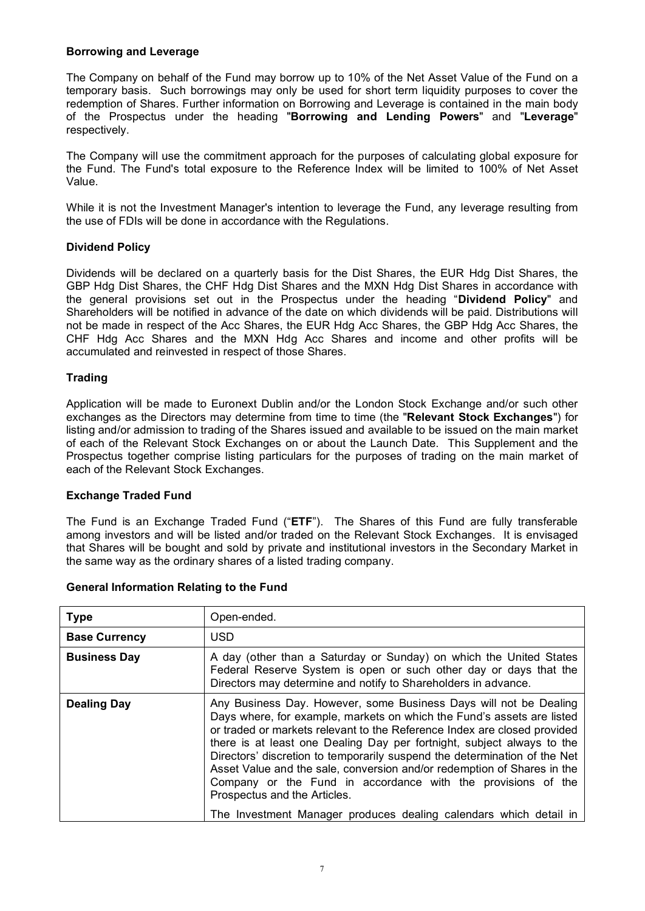**Borrowing and Leverage**

The Company on behalf of the Fund may borrow up to 10% of the Net Asset Value of the Fund on a temporary basis. Such borrowings may only be used for short term liquidity purposes to cover the redemption of Shares. Further information on Borrowing and Leverage is contained in the main body of the Prospectus under the heading "**Borrowing and Lending Powers**" and "**Leverage**" respectively.

The Company will use the commitment approach for the purposes of calculating global exposure for the Fund. The Fund's total exposure to the Reference Index will be limited to 100% of Net Asset Value.

While it is not the Investment Manager's intention to leverage the Fund, any leverage resulting from the use of FDIs will be done in accordance with the Regulations.

**Dividend Policy**

Dividends will be declared on a quarterly basis for the Dist Shares, the EUR Hdg Dist Shares, the GBP Hdg Dist Shares, the CHF Hdg Dist Shares and the MXN Hdg Dist Shares in accordance with the general provisions set out in the Prospectus under the heading "**Dividend Policy**" and Shareholders will be notified in advance of the date on which dividends will be paid. Distributions will not be made in respect of the Acc Shares, the EUR Hdg Acc Shares, the GBP Hdg Acc Shares, the CHF Hdg Acc Shares and the MXN Hdg Acc Shares and income and other profits will be accumulated and reinvested in respect of those Shares.

**Trading**

Application will be made to Euronext Dublin and/or the London Stock Exchange and/or such other exchanges as the Directors may determine from time to time (the "**Relevant Stock Exchanges**") for listing and/or admission to trading of the Shares issued and available to be issued on the main market of each of the Relevant Stock Exchanges on or about the Launch Date. This Supplement and the Prospectus together comprise listing particulars for the purposes of trading on the main market of each of the Relevant Stock Exchanges.

**Exchange Traded Fund**

The Fund is an Exchange Traded Fund ("**ETF**"). The Shares of this Fund are fully transferable among investors and will be listed and/or traded on the Relevant Stock Exchanges. It is envisaged that Shares will be bought and sold by private and institutional investors in the Secondary Market in the same way as the ordinary shares of a listed trading company.

**General Information Relating to the Fund**

| | |
|---|---|
| **Type** | Open-ended. |
| **Base Currency** | USD |
| **Business Day** | A day (other than a Saturday or Sunday) on which the United States Federal Reserve System is open or such other day or days that the Directors may determine and notify to Shareholders in advance. |
| **Dealing Day** | Any Business Day. However, some Business Days will not be Dealing Days where, for example, markets on which the Fund's assets are listed or traded or markets relevant to the Reference Index are closed provided there is at least one Dealing Day per fortnight, subject always to the Directors' discretion to temporarily suspend the determination of the Net Asset Value and the sale, conversion and/or redemption of Shares in the Company or the Fund in accordance with the provisions of the Prospectus and the Articles.<br><br>The Investment Manager produces dealing calendars which detail in |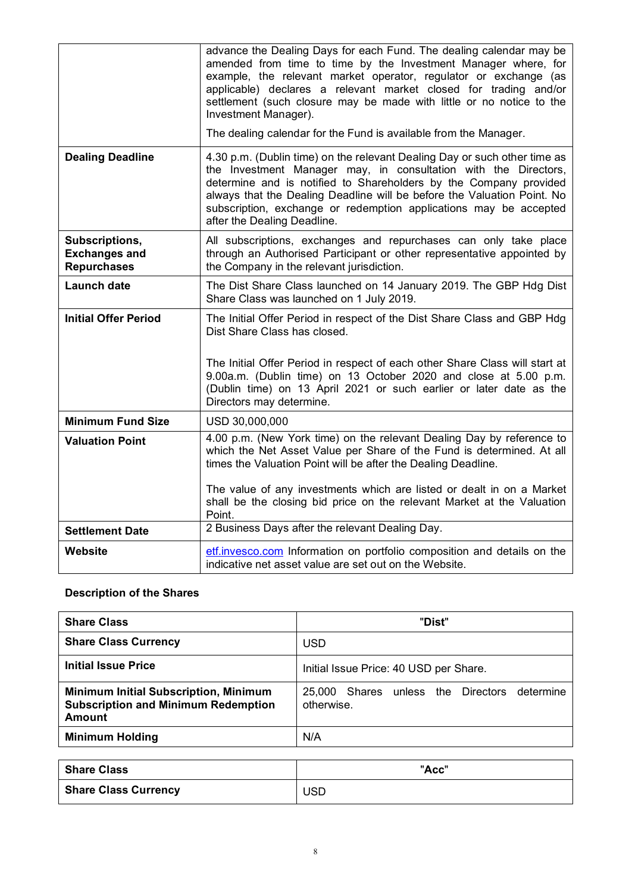| | |
|---|---|
| | advance the Dealing Days for each Fund. The dealing calendar may be amended from time to time by the Investment Manager where, for example, the relevant market operator, regulator or exchange (as applicable) declares a relevant market closed for trading and/or settlement (such closure may be made with little or no notice to the Investment Manager).<br><br>The dealing calendar for the Fund is available from the Manager. |
| **Dealing Deadline** | 4.30 p.m. (Dublin time) on the relevant Dealing Day or such other time as the Investment Manager may, in consultation with the Directors, determine and is notified to Shareholders by the Company provided always that the Dealing Deadline will be before the Valuation Point. No subscription, exchange or redemption applications may be accepted after the Dealing Deadline. |
| **Subscriptions, Exchanges and Repurchases** | All subscriptions, exchanges and repurchases can only take place through an Authorised Participant or other representative appointed by the Company in the relevant jurisdiction. |
| **Launch date** | The Dist Share Class launched on 14 January 2019. The GBP Hdg Dist Share Class was launched on 1 July 2019. |
| **Initial Offer Period** | The Initial Offer Period in respect of the Dist Share Class and GBP Hdg Dist Share Class has closed.<br><br>The Initial Offer Period in respect of each other Share Class will start at 9.00a.m. (Dublin time) on 13 October 2020 and close at 5.00 p.m. (Dublin time) on 13 April 2021 or such earlier or later date as the Directors may determine. |
| **Minimum Fund Size** | USD 30,000,000 |
| **Valuation Point** | 4.00 p.m. (New York time) on the relevant Dealing Day by reference to which the Net Asset Value per Share of the Fund is determined. At all times the Valuation Point will be after the Dealing Deadline.<br><br>The value of any investments which are listed or dealt in on a Market shall be the closing bid price on the relevant Market at the Valuation Point. |
| **Settlement Date** | 2 Business Days after the relevant Dealing Day. |
| **Website** | etf.invesco.com Information on portfolio composition and details on the indicative net asset value are set out on the Website. |

**Description of the Shares**

| **Share Class** | "Dist" |
|---|---|
| **Share Class Currency** | USD |
| **Initial Issue Price** | Initial Issue Price: 40 USD per Share. |
| **Minimum Initial Subscription, Minimum Subscription and Minimum Redemption Amount** | 25,000 Shares unless the Directors determine otherwise. |
| **Minimum Holding** | N/A |

| **Share Class** | "Acc" |
|---|---|
| **Share Class Currency** | USD |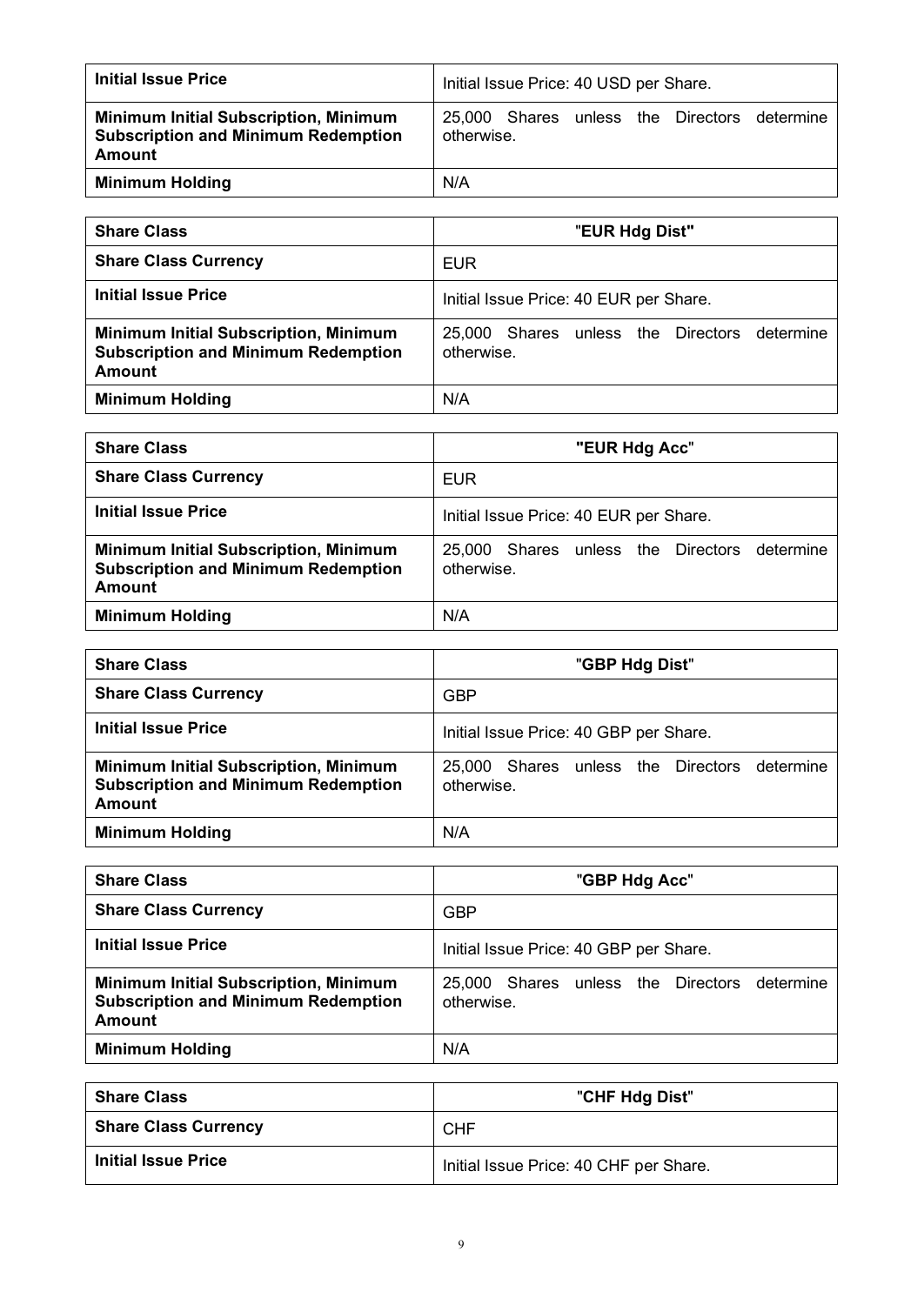| Initial Issue Price | Initial Issue Price: 40 USD per Share. |
|---|---|
| **Minimum Initial Subscription, Minimum Subscription and Minimum Redemption Amount** | 25,000 Shares unless the Directors determine otherwise. |
| **Minimum Holding** | N/A |

| **Share Class** | "**EUR Hdg Dist"** |
|---|---|
| **Share Class Currency** | EUR |
| **Initial Issue Price** | Initial Issue Price: 40 EUR per Share. |
| **Minimum Initial Subscription, Minimum Subscription and Minimum Redemption Amount** | 25,000 Shares unless the Directors determine otherwise. |
| **Minimum Holding** | N/A |

| **Share Class** | **"EUR Hdg Acc**" |
|---|---|
| **Share Class Currency** | EUR |
| **Initial Issue Price** | Initial Issue Price: 40 EUR per Share. |
| **Minimum Initial Subscription, Minimum Subscription and Minimum Redemption Amount** | 25,000 Shares unless the Directors determine otherwise. |
| **Minimum Holding** | N/A |

| **Share Class** | "**GBP Hdg Dist**" |
|---|---|
| **Share Class Currency** | GBP |
| **Initial Issue Price** | Initial Issue Price: 40 GBP per Share. |
| **Minimum Initial Subscription, Minimum Subscription and Minimum Redemption Amount** | 25,000 Shares unless the Directors determine otherwise. |
| **Minimum Holding** | N/A |

| **Share Class** | "**GBP Hdg Acc**" |
|---|---|
| **Share Class Currency** | GBP |
| **Initial Issue Price** | Initial Issue Price: 40 GBP per Share. |
| **Minimum Initial Subscription, Minimum Subscription and Minimum Redemption Amount** | 25,000 Shares unless the Directors determine otherwise. |
| **Minimum Holding** | N/A |

| **Share Class** | "**CHF Hdg Dist**" |
|---|---|
| **Share Class Currency** | CHF |
| **Initial Issue Price** | Initial Issue Price: 40 CHF per Share. |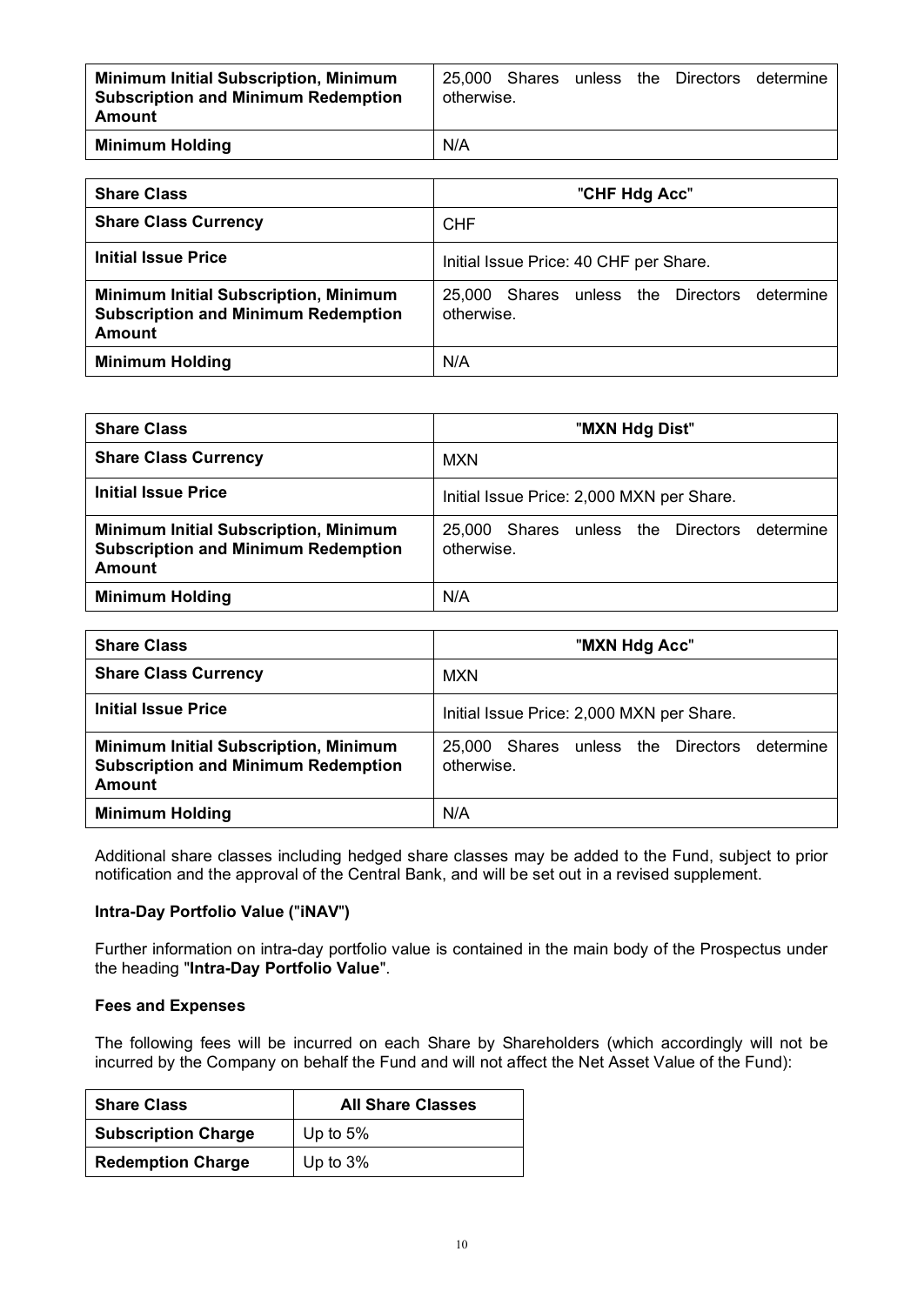| | |
|---|---|
| **Minimum Initial Subscription, Minimum Subscription and Minimum Redemption Amount** | 25,000 Shares unless the Directors determine otherwise. |
| **Minimum Holding** | N/A |

| **Share Class** | "**CHF Hdg Acc**" |
|---|---|
| **Share Class Currency** | CHF |
| **Initial Issue Price** | Initial Issue Price: 40 CHF per Share. |
| **Minimum Initial Subscription, Minimum Subscription and Minimum Redemption Amount** | 25,000 Shares unless the Directors determine otherwise. |
| **Minimum Holding** | N/A |

| **Share Class** | "**MXN Hdg Dist**" |
|---|---|
| **Share Class Currency** | MXN |
| **Initial Issue Price** | Initial Issue Price: 2,000 MXN per Share. |
| **Minimum Initial Subscription, Minimum Subscription and Minimum Redemption Amount** | 25,000 Shares unless the Directors determine otherwise. |
| **Minimum Holding** | N/A |

| **Share Class** | "**MXN Hdg Acc**" |
|---|---|
| **Share Class Currency** | MXN |
| **Initial Issue Price** | Initial Issue Price: 2,000 MXN per Share. |
| **Minimum Initial Subscription, Minimum Subscription and Minimum Redemption Amount** | 25,000 Shares unless the Directors determine otherwise. |
| **Minimum Holding** | N/A |

Additional share classes including hedged share classes may be added to the Fund, subject to prior notification and the approval of the Central Bank, and will be set out in a revised supplement.

**Intra-Day Portfolio Value ("iNAV")**

Further information on intra-day portfolio value is contained in the main body of the Prospectus under the heading "**Intra-Day Portfolio Value**".

**Fees and Expenses**

The following fees will be incurred on each Share by Shareholders (which accordingly will not be incurred by the Company on behalf the Fund and will not affect the Net Asset Value of the Fund):

| **Share Class** | **All Share Classes** |
|---|---|
| **Subscription Charge** | Up to 5% |
| **Redemption Charge** | Up to 3% |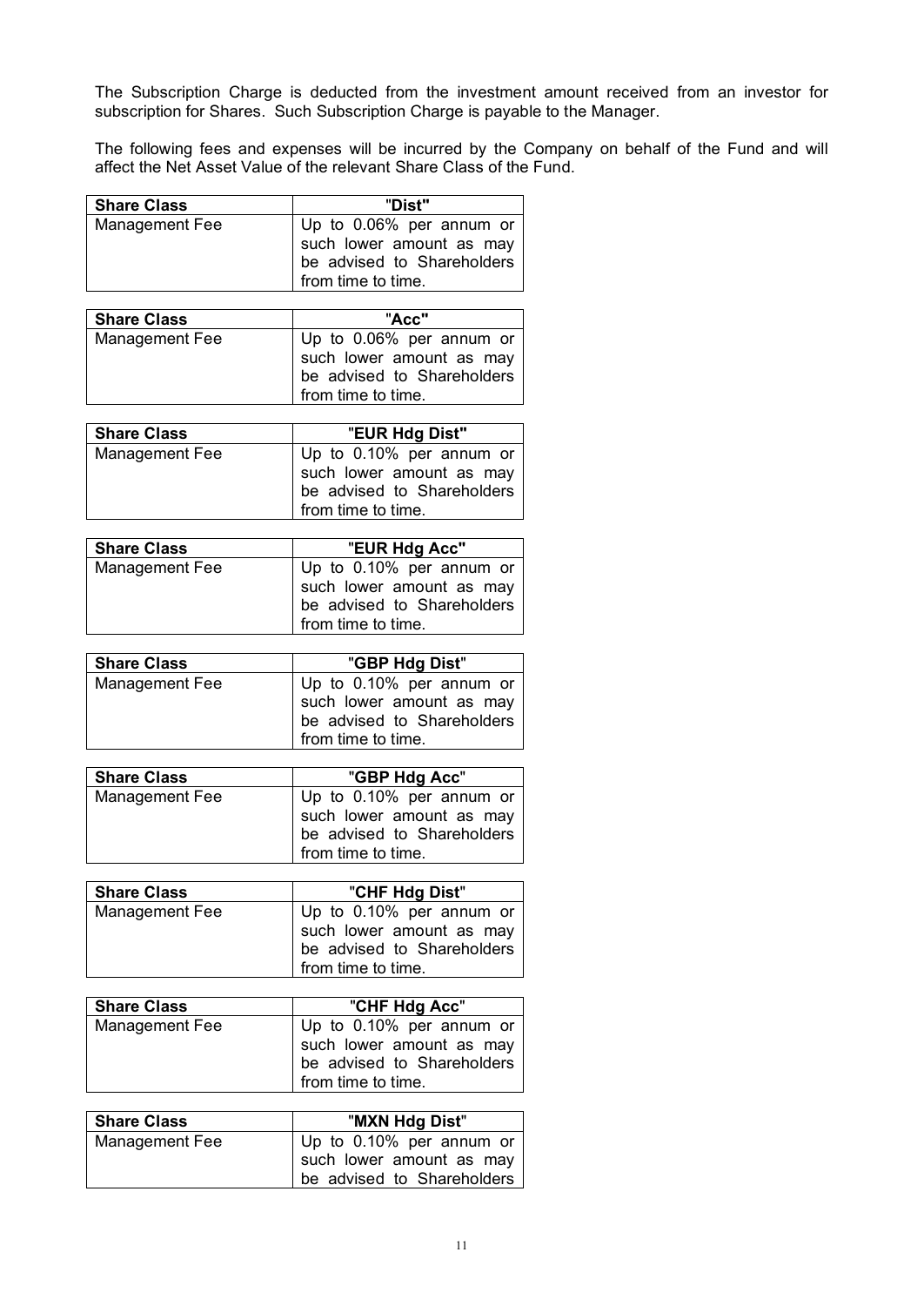The Subscription Charge is deducted from the investment amount received from an investor for subscription for Shares. Such Subscription Charge is payable to the Manager.

The following fees and expenses will be incurred by the Company on behalf of the Fund and will affect the Net Asset Value of the relevant Share Class of the Fund.

| **Share Class** | **"Dist"** |
|---|---|
| Management Fee | Up to 0.06% per annum or such lower amount as may be advised to Shareholders from time to time. |

| **Share Class** | **"Acc"** |
|---|---|
| Management Fee | Up to 0.06% per annum or such lower amount as may be advised to Shareholders from time to time. |

| **Share Class** | **"EUR Hdg Dist"** |
|---|---|
| Management Fee | Up to 0.10% per annum or such lower amount as may be advised to Shareholders from time to time. |

| **Share Class** | **"EUR Hdg Acc"** |
|---|---|
| Management Fee | Up to 0.10% per annum or such lower amount as may be advised to Shareholders from time to time. |

| **Share Class** | **"GBP Hdg Dist"** |
|---|---|
| Management Fee | Up to 0.10% per annum or such lower amount as may be advised to Shareholders from time to time. |

| **Share Class** | **"GBP Hdg Acc"** |
|---|---|
| Management Fee | Up to 0.10% per annum or such lower amount as may be advised to Shareholders from time to time. |

| **Share Class** | **"CHF Hdg Dist"** |
|---|---|
| Management Fee | Up to 0.10% per annum or such lower amount as may be advised to Shareholders from time to time. |

| **Share Class** | **"CHF Hdg Acc"** |
|---|---|
| Management Fee | Up to 0.10% per annum or such lower amount as may be advised to Shareholders from time to time. |

| **Share Class** | **"MXN Hdg Dist"** |
|---|---|
| Management Fee | Up to 0.10% per annum or such lower amount as may be advised to Shareholders |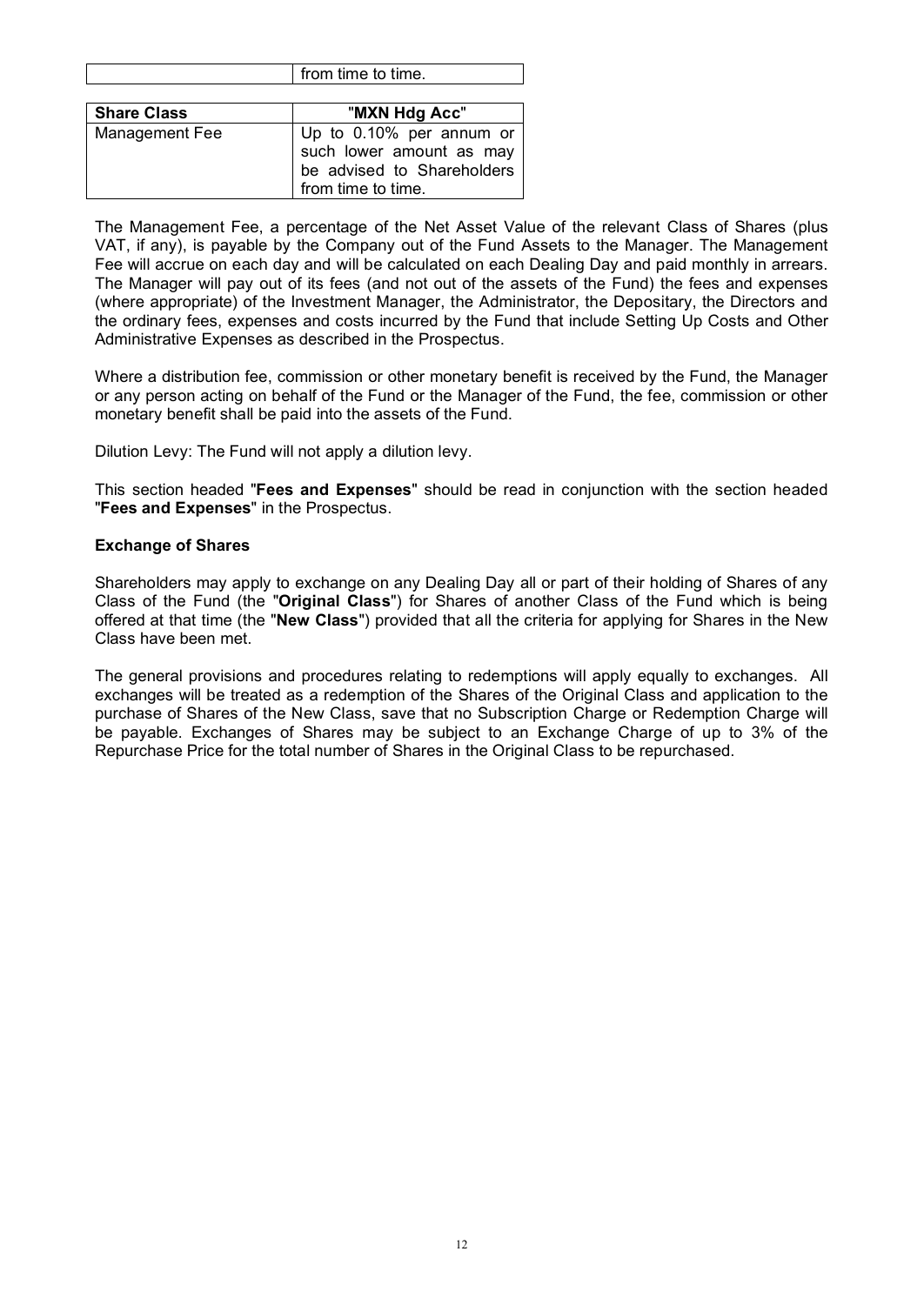| | from time to time. |
|---|---|

| Share Class | "MXN Hdg Acc" |
|---|---|
| Management Fee | Up to 0.10% per annum or such lower amount as may be advised to Shareholders from time to time. |

The Management Fee, a percentage of the Net Asset Value of the relevant Class of Shares (plus VAT, if any), is payable by the Company out of the Fund Assets to the Manager. The Management Fee will accrue on each day and will be calculated on each Dealing Day and paid monthly in arrears. The Manager will pay out of its fees (and not out of the assets of the Fund) the fees and expenses (where appropriate) of the Investment Manager, the Administrator, the Depositary, the Directors and the ordinary fees, expenses and costs incurred by the Fund that include Setting Up Costs and Other Administrative Expenses as described in the Prospectus.

Where a distribution fee, commission or other monetary benefit is received by the Fund, the Manager or any person acting on behalf of the Fund or the Manager of the Fund, the fee, commission or other monetary benefit shall be paid into the assets of the Fund.

Dilution Levy: The Fund will not apply a dilution levy.

This section headed "**Fees and Expenses**" should be read in conjunction with the section headed "**Fees and Expenses**" in the Prospectus.

**Exchange of Shares**

Shareholders may apply to exchange on any Dealing Day all or part of their holding of Shares of any Class of the Fund (the "**Original Class**") for Shares of another Class of the Fund which is being offered at that time (the "**New Class**") provided that all the criteria for applying for Shares in the New Class have been met.

The general provisions and procedures relating to redemptions will apply equally to exchanges. All exchanges will be treated as a redemption of the Shares of the Original Class and application to the purchase of Shares of the New Class, save that no Subscription Charge or Redemption Charge will be payable. Exchanges of Shares may be subject to an Exchange Charge of up to 3% of the Repurchase Price for the total number of Shares in the Original Class to be repurchased.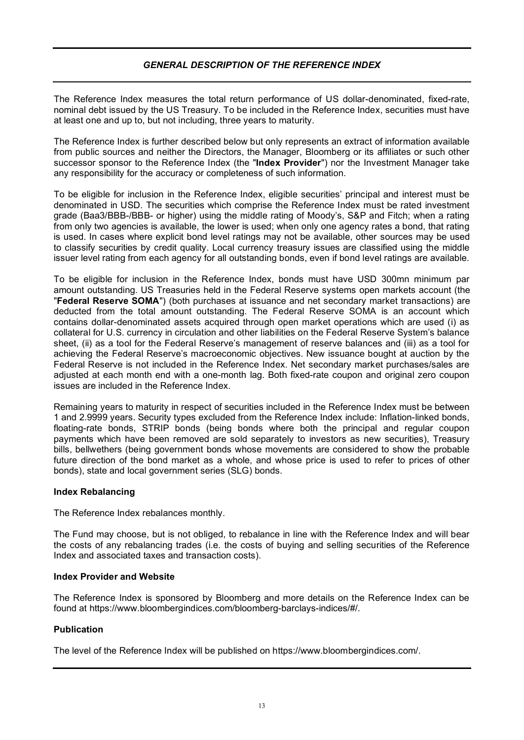## *GENERAL DESCRIPTION OF THE REFERENCE INDEX*

The Reference Index measures the total return performance of US dollar-denominated, fixed-rate, nominal debt issued by the US Treasury. To be included in the Reference Index, securities must have at least one and up to, but not including, three years to maturity.

The Reference Index is further described below but only represents an extract of information available from public sources and neither the Directors, the Manager, Bloomberg or its affiliates or such other successor sponsor to the Reference Index (the "**Index Provider**") nor the Investment Manager take any responsibility for the accuracy or completeness of such information.

To be eligible for inclusion in the Reference Index, eligible securities' principal and interest must be denominated in USD. The securities which comprise the Reference Index must be rated investment grade (Baa3/BBB-/BBB- or higher) using the middle rating of Moody's, S&P and Fitch; when a rating from only two agencies is available, the lower is used; when only one agency rates a bond, that rating is used. In cases where explicit bond level ratings may not be available, other sources may be used to classify securities by credit quality. Local currency treasury issues are classified using the middle issuer level rating from each agency for all outstanding bonds, even if bond level ratings are available.

To be eligible for inclusion in the Reference Index, bonds must have USD 300mn minimum par amount outstanding. US Treasuries held in the Federal Reserve systems open markets account (the "**Federal Reserve SOMA**") (both purchases at issuance and net secondary market transactions) are deducted from the total amount outstanding. The Federal Reserve SOMA is an account which contains dollar-denominated assets acquired through open market operations which are used (i) as collateral for U.S. currency in circulation and other liabilities on the Federal Reserve System's balance sheet, (ii) as a tool for the Federal Reserve's management of reserve balances and (iii) as a tool for achieving the Federal Reserve's macroeconomic objectives. New issuance bought at auction by the Federal Reserve is not included in the Reference Index. Net secondary market purchases/sales are adjusted at each month end with a one-month lag. Both fixed-rate coupon and original zero coupon issues are included in the Reference Index.

Remaining years to maturity in respect of securities included in the Reference Index must be between 1 and 2.9999 years. Security types excluded from the Reference Index include: Inflation-linked bonds, floating-rate bonds, STRIP bonds (being bonds where both the principal and regular coupon payments which have been removed are sold separately to investors as new securities), Treasury bills, bellwethers (being government bonds whose movements are considered to show the probable future direction of the bond market as a whole, and whose price is used to refer to prices of other bonds), state and local government series (SLG) bonds.

### Index Rebalancing

The Reference Index rebalances monthly.

The Fund may choose, but is not obliged, to rebalance in line with the Reference Index and will bear the costs of any rebalancing trades (i.e. the costs of buying and selling securities of the Reference Index and associated taxes and transaction costs).

### Index Provider and Website

The Reference Index is sponsored by Bloomberg and more details on the Reference Index can be found at https://www.bloombergindices.com/bloomberg-barclays-indices/#/.

### Publication

The level of the Reference Index will be published on https://www.bloombergindices.com/.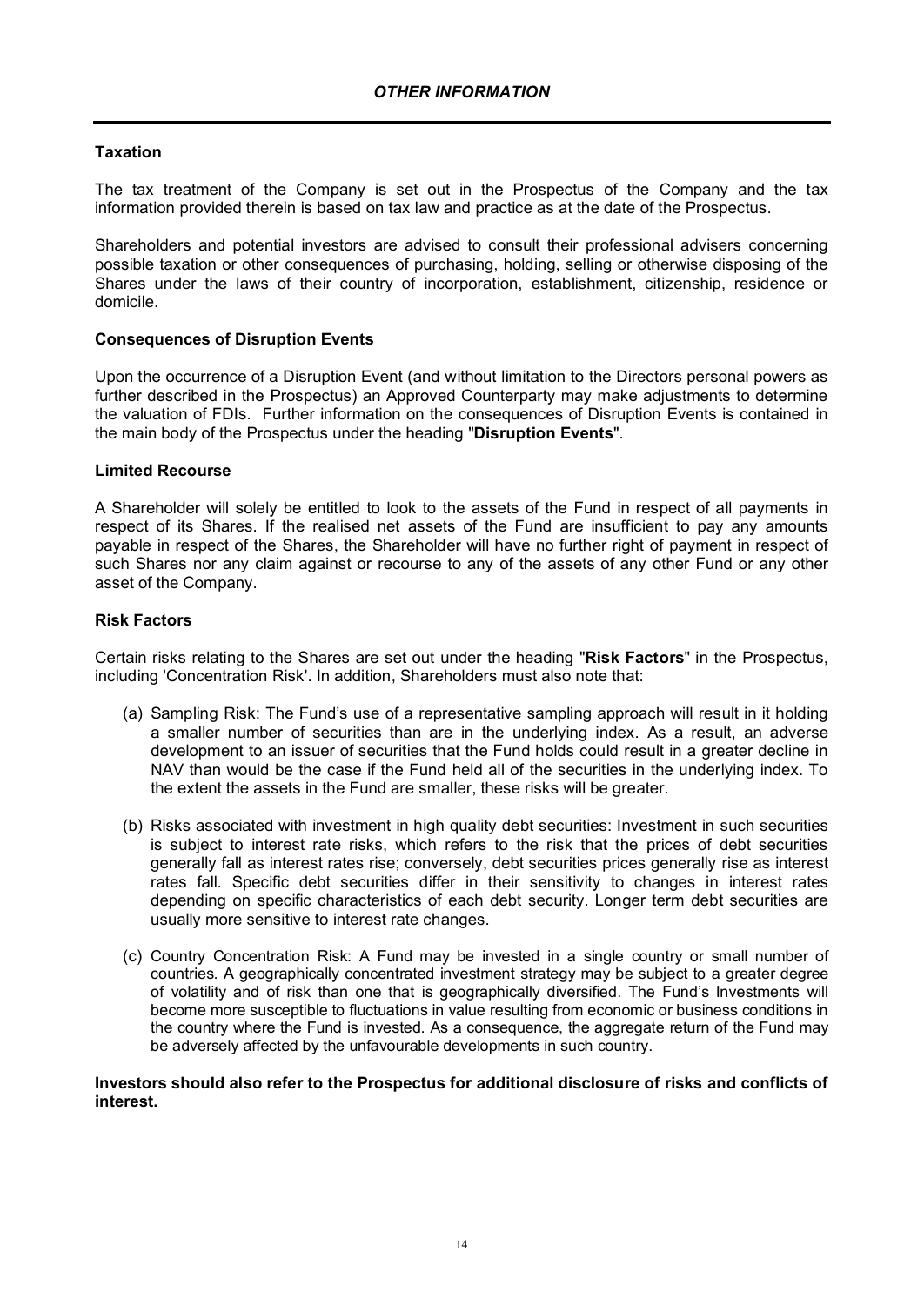## *OTHER INFORMATION*

### Taxation

The tax treatment of the Company is set out in the Prospectus of the Company and the tax information provided therein is based on tax law and practice as at the date of the Prospectus.

Shareholders and potential investors are advised to consult their professional advisers concerning possible taxation or other consequences of purchasing, holding, selling or otherwise disposing of the Shares under the laws of their country of incorporation, establishment, citizenship, residence or domicile.

### Consequences of Disruption Events

Upon the occurrence of a Disruption Event (and without limitation to the Directors personal powers as further described in the Prospectus) an Approved Counterparty may make adjustments to determine the valuation of FDIs. Further information on the consequences of Disruption Events is contained in the main body of the Prospectus under the heading "**Disruption Events**".

### Limited Recourse

A Shareholder will solely be entitled to look to the assets of the Fund in respect of all payments in respect of its Shares. If the realised net assets of the Fund are insufficient to pay any amounts payable in respect of the Shares, the Shareholder will have no further right of payment in respect of such Shares nor any claim against or recourse to any of the assets of any other Fund or any other asset of the Company.

### Risk Factors

Certain risks relating to the Shares are set out under the heading "**Risk Factors**" in the Prospectus, including 'Concentration Risk'. In addition, Shareholders must also note that:

(a) Sampling Risk: The Fund's use of a representative sampling approach will result in it holding a smaller number of securities than are in the underlying index. As a result, an adverse development to an issuer of securities that the Fund holds could result in a greater decline in NAV than would be the case if the Fund held all of the securities in the underlying index. To the extent the assets in the Fund are smaller, these risks will be greater.

(b) Risks associated with investment in high quality debt securities: Investment in such securities is subject to interest rate risks, which refers to the risk that the prices of debt securities generally fall as interest rates rise; conversely, debt securities prices generally rise as interest rates fall. Specific debt securities differ in their sensitivity to changes in interest rates depending on specific characteristics of each debt security. Longer term debt securities are usually more sensitive to interest rate changes.

(c) Country Concentration Risk: A Fund may be invested in a single country or small number of countries. A geographically concentrated investment strategy may be subject to a greater degree of volatility and of risk than one that is geographically diversified. The Fund's Investments will become more susceptible to fluctuations in value resulting from economic or business conditions in the country where the Fund is invested. As a consequence, the aggregate return of the Fund may be adversely affected by the unfavourable developments in such country.

**Investors should also refer to the Prospectus for additional disclosure of risks and conflicts of interest.**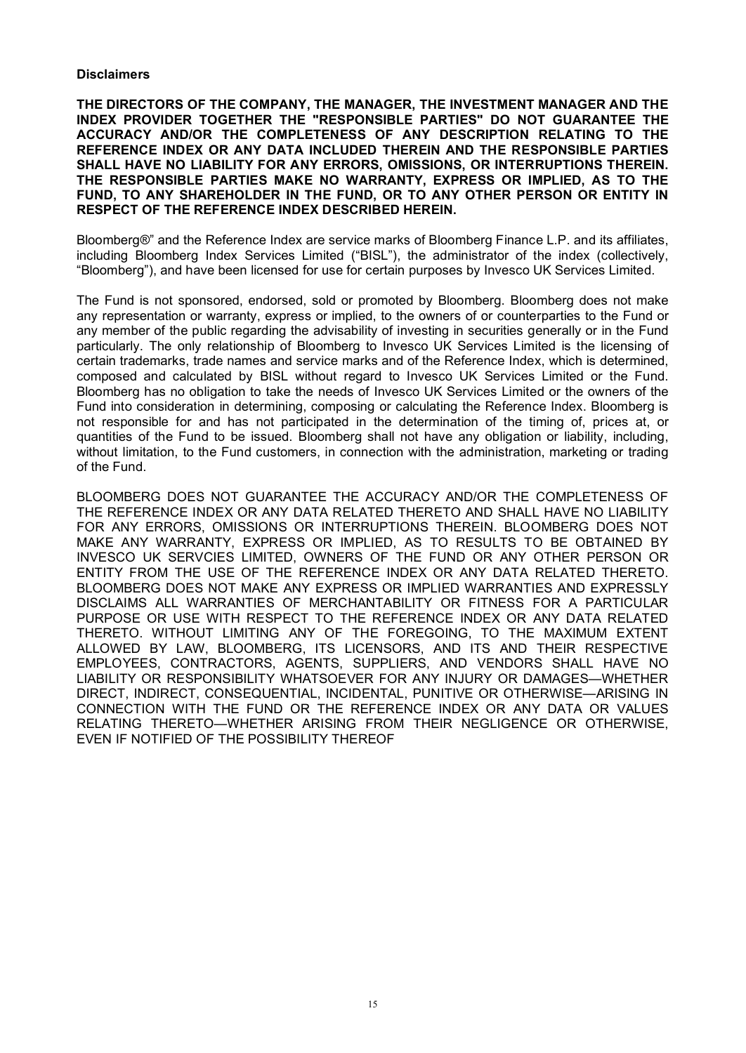**Disclaimers**

**THE DIRECTORS OF THE COMPANY, THE MANAGER, THE INVESTMENT MANAGER AND THE INDEX PROVIDER TOGETHER THE "RESPONSIBLE PARTIES" DO NOT GUARANTEE THE ACCURACY AND/OR THE COMPLETENESS OF ANY DESCRIPTION RELATING TO THE REFERENCE INDEX OR ANY DATA INCLUDED THEREIN AND THE RESPONSIBLE PARTIES SHALL HAVE NO LIABILITY FOR ANY ERRORS, OMISSIONS, OR INTERRUPTIONS THEREIN. THE RESPONSIBLE PARTIES MAKE NO WARRANTY, EXPRESS OR IMPLIED, AS TO THE FUND, TO ANY SHAREHOLDER IN THE FUND, OR TO ANY OTHER PERSON OR ENTITY IN RESPECT OF THE REFERENCE INDEX DESCRIBED HEREIN.**

Bloomberg®" and the Reference Index are service marks of Bloomberg Finance L.P. and its affiliates, including Bloomberg Index Services Limited ("BISL"), the administrator of the index (collectively, "Bloomberg"), and have been licensed for use for certain purposes by Invesco UK Services Limited.

The Fund is not sponsored, endorsed, sold or promoted by Bloomberg. Bloomberg does not make any representation or warranty, express or implied, to the owners of or counterparties to the Fund or any member of the public regarding the advisability of investing in securities generally or in the Fund particularly. The only relationship of Bloomberg to Invesco UK Services Limited is the licensing of certain trademarks, trade names and service marks and of the Reference Index, which is determined, composed and calculated by BISL without regard to Invesco UK Services Limited or the Fund. Bloomberg has no obligation to take the needs of Invesco UK Services Limited or the owners of the Fund into consideration in determining, composing or calculating the Reference Index. Bloomberg is not responsible for and has not participated in the determination of the timing of, prices at, or quantities of the Fund to be issued. Bloomberg shall not have any obligation or liability, including, without limitation, to the Fund customers, in connection with the administration, marketing or trading of the Fund.

BLOOMBERG DOES NOT GUARANTEE THE ACCURACY AND/OR THE COMPLETENESS OF THE REFERENCE INDEX OR ANY DATA RELATED THERETO AND SHALL HAVE NO LIABILITY FOR ANY ERRORS, OMISSIONS OR INTERRUPTIONS THEREIN. BLOOMBERG DOES NOT MAKE ANY WARRANTY, EXPRESS OR IMPLIED, AS TO RESULTS TO BE OBTAINED BY INVESCO UK SERVCIES LIMITED, OWNERS OF THE FUND OR ANY OTHER PERSON OR ENTITY FROM THE USE OF THE REFERENCE INDEX OR ANY DATA RELATED THERETO. BLOOMBERG DOES NOT MAKE ANY EXPRESS OR IMPLIED WARRANTIES AND EXPRESSLY DISCLAIMS ALL WARRANTIES OF MERCHANTABILITY OR FITNESS FOR A PARTICULAR PURPOSE OR USE WITH RESPECT TO THE REFERENCE INDEX OR ANY DATA RELATED THERETO. WITHOUT LIMITING ANY OF THE FOREGOING, TO THE MAXIMUM EXTENT ALLOWED BY LAW, BLOOMBERG, ITS LICENSORS, AND ITS AND THEIR RESPECTIVE EMPLOYEES, CONTRACTORS, AGENTS, SUPPLIERS, AND VENDORS SHALL HAVE NO LIABILITY OR RESPONSIBILITY WHATSOEVER FOR ANY INJURY OR DAMAGES—WHETHER DIRECT, INDIRECT, CONSEQUENTIAL, INCIDENTAL, PUNITIVE OR OTHERWISE—ARISING IN CONNECTION WITH THE FUND OR THE REFERENCE INDEX OR ANY DATA OR VALUES RELATING THERETO—WHETHER ARISING FROM THEIR NEGLIGENCE OR OTHERWISE, EVEN IF NOTIFIED OF THE POSSIBILITY THEREOF